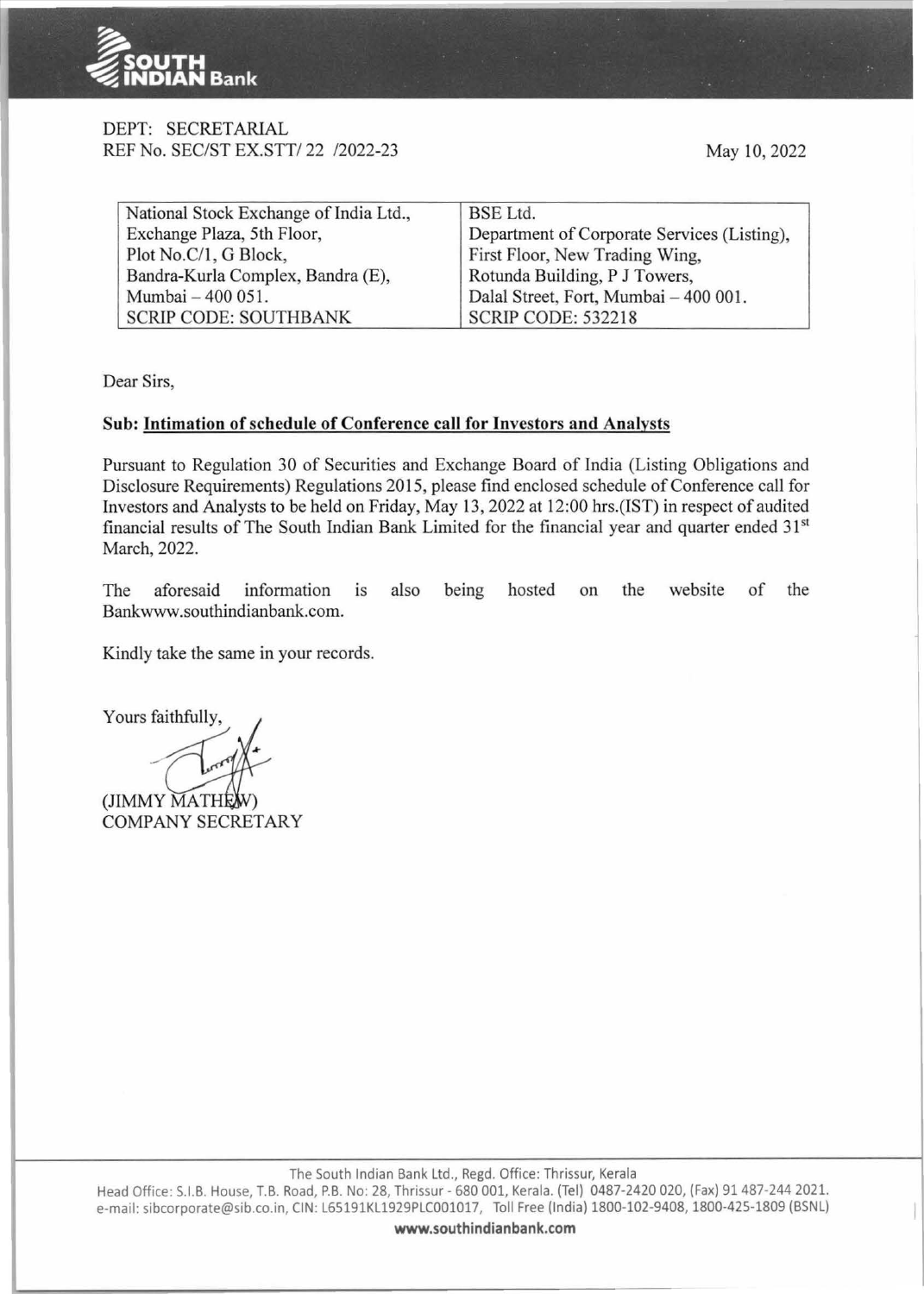DEPT: SECRETARIAL
REF No. SEC/ST EX.STT/ 22 /2022-23

May 10, 2022

| National Stock Exchange of India Ltd., | BSE Ltd. |
| --- | --- |
| Exchange Plaza, 5th Floor, | Department of Corporate Services (Listing), |
| Plot No.C/1, G Block, | First Floor, New Trading Wing, |
| Bandra-Kurla Complex, Bandra (E), | Rotunda Building, P J Towers, |
| Mumbai – 400 051. | Dalal Street, Fort, Mumbai – 400 001. |
| SCRIP CODE: SOUTHBANK | SCRIP CODE: 532218 |

Dear Sirs,

**Sub: Intimation of schedule of Conference call for Investors and Analysts**

Pursuant to Regulation 30 of Securities and Exchange Board of India (Listing Obligations and Disclosure Requirements) Regulations 2015, please find enclosed schedule of Conference call for Investors and Analysts to be held on Friday, May 13, 2022 at 12:00 hrs.(IST) in respect of audited financial results of The South Indian Bank Limited for the financial year and quarter ended 31st March, 2022.

The aforesaid information is also being hosted on the website of the Bankwww.southindianbank.com.

Kindly take the same in your records.

Yours faithfully,

(JIMMY MATHEW)
COMPANY SECRETARY

The South Indian Bank Ltd., Regd. Office: Thrissur, Kerala
Head Office: S.I.B. House, T.B. Road, P.B. No: 28, Thrissur - 680 001, Kerala. (Tel) 0487-2420 020, (Fax) 91 487-244 2021.
e-mail: sibcorporate@sib.co.in, CIN: L65191KL1929PLC001017, Toll Free (India) 1800-102-9408, 1800-425-1809 (BSNL)
**www.southindianbank.com**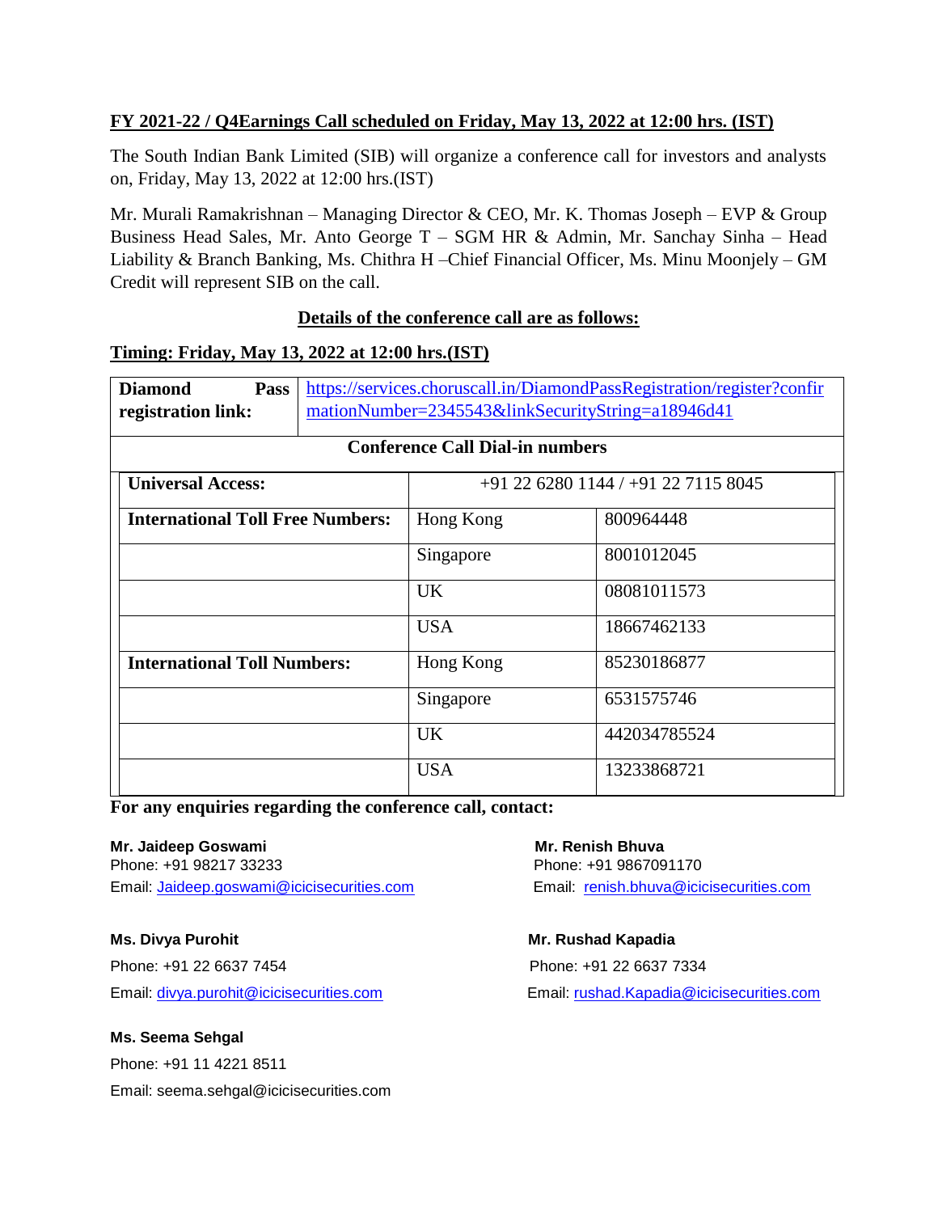**FY 2021-22 / Q4Earnings Call scheduled on Friday, May 13, 2022 at 12:00 hrs. (IST)**

The South Indian Bank Limited (SIB) will organize a conference call for investors and analysts on, Friday, May 13, 2022 at 12:00 hrs.(IST)

Mr. Murali Ramakrishnan – Managing Director & CEO, Mr. K. Thomas Joseph – EVP & Group Business Head Sales, Mr. Anto George T – SGM HR & Admin, Mr. Sanchay Sinha – Head Liability & Branch Banking, Ms. Chithra H –Chief Financial Officer, Ms. Minu Moonjely – GM Credit will represent SIB on the call.

**Details of the conference call are as follows:**

**Timing: Friday, May 13, 2022 at 12:00 hrs.(IST)**

| | | |
|---|---|---|
| **Diamond Pass registration link:** | https://services.choruscall.in/DiamondPassRegistration/register?confirmationNumber=2345543&linkSecurityString=a18946d41 | |
| **Conference Call Dial-in numbers** | | |
| **Universal Access:** | +91 22 6280 1144 / +91 22 7115 8045 | |
| **International Toll Free Numbers:** | Hong Kong | 800964448 |
| | Singapore | 8001012045 |
| | UK | 08081011573 |
| | USA | 18667462133 |
| **International Toll Numbers:** | Hong Kong | 85230186877 |
| | Singapore | 6531575746 |
| | UK | 442034785524 |
| | USA | 13233868721 |

**For any enquiries regarding the conference call, contact:**

**Mr. Jaideep Goswami**
Phone: +91 98217 33233
Email: Jaideep.goswami@icicisecurities.com

**Mr. Renish Bhuva**
Phone: +91 9867091170
Email: renish.bhuva@icicisecurities.com

**Ms. Divya Purohit**
Phone: +91 22 6637 7454
Email: divya.purohit@icicisecurities.com

**Mr. Rushad Kapadia**
Phone: +91 22 6637 7334
Email: rushad.Kapadia@icicisecurities.com

**Ms. Seema Sehgal**
Phone: +91 11 4221 8511
Email: seema.sehgal@icicisecurities.com